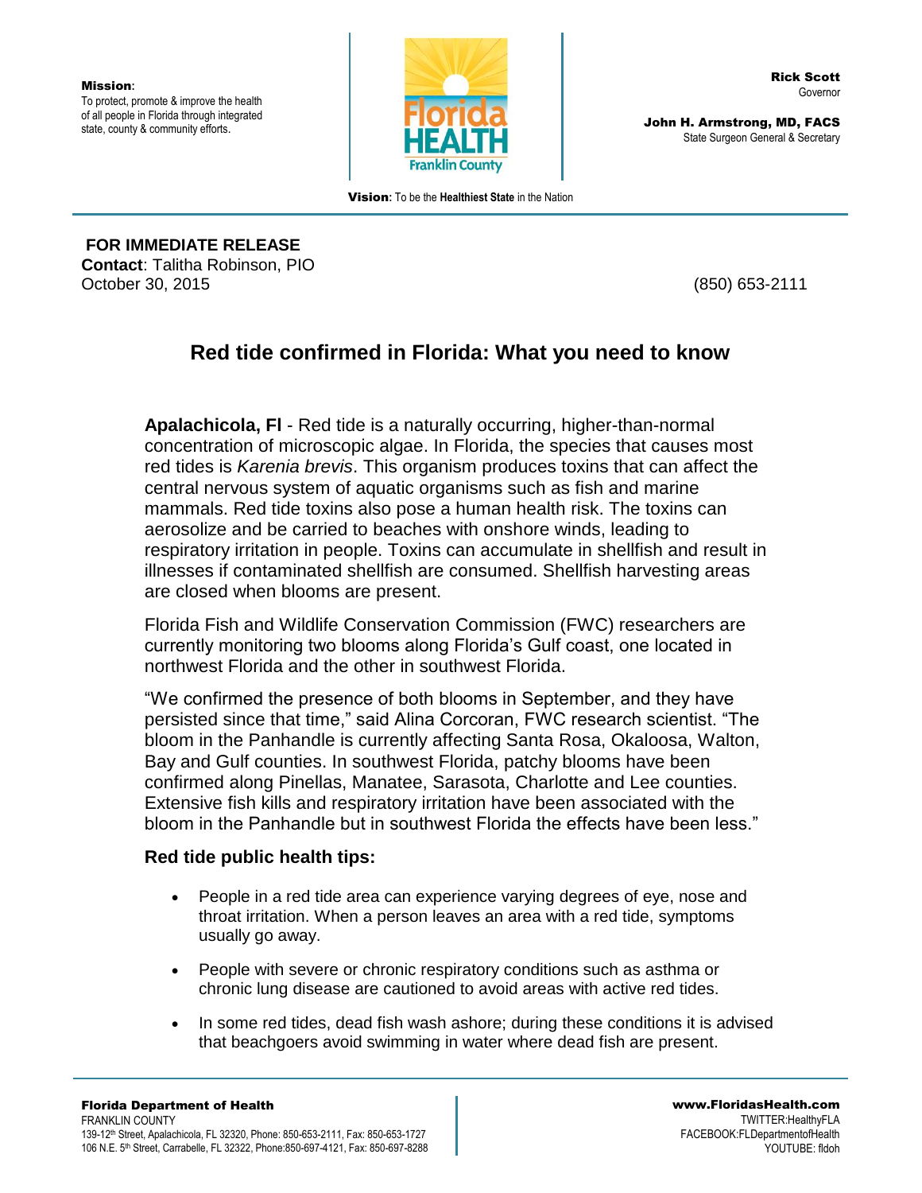**Mission**:
To protect, promote & improve the health of all people in Florida through integrated state, county & community efforts.

**Rick Scott**
Governor

**John H. Armstrong, MD, FACS**
State Surgeon General & Secretary

**Vision**: To be the **Healthiest State** in the Nation

**FOR IMMEDIATE RELEASE**
**Contact**: Talitha Robinson, PIO
October 30, 2015 (850) 653-2111

# Red tide confirmed in Florida: What you need to know

**Apalachicola, Fl** - Red tide is a naturally occurring, higher-than-normal concentration of microscopic algae. In Florida, the species that causes most red tides is *Karenia brevis*. This organism produces toxins that can affect the central nervous system of aquatic organisms such as fish and marine mammals. Red tide toxins also pose a human health risk. The toxins can aerosolize and be carried to beaches with onshore winds, leading to respiratory irritation in people. Toxins can accumulate in shellfish and result in illnesses if contaminated shellfish are consumed. Shellfish harvesting areas are closed when blooms are present.

Florida Fish and Wildlife Conservation Commission (FWC) researchers are currently monitoring two blooms along Florida's Gulf coast, one located in northwest Florida and the other in southwest Florida.

"We confirmed the presence of both blooms in September, and they have persisted since that time," said Alina Corcoran, FWC research scientist. "The bloom in the Panhandle is currently affecting Santa Rosa, Okaloosa, Walton, Bay and Gulf counties. In southwest Florida, patchy blooms have been confirmed along Pinellas, Manatee, Sarasota, Charlotte and Lee counties. Extensive fish kills and respiratory irritation have been associated with the bloom in the Panhandle but in southwest Florida the effects have been less."

### Red tide public health tips:

- People in a red tide area can experience varying degrees of eye, nose and throat irritation. When a person leaves an area with a red tide, symptoms usually go away.
- People with severe or chronic respiratory conditions such as asthma or chronic lung disease are cautioned to avoid areas with active red tides.
- In some red tides, dead fish wash ashore; during these conditions it is advised that beachgoers avoid swimming in water where dead fish are present.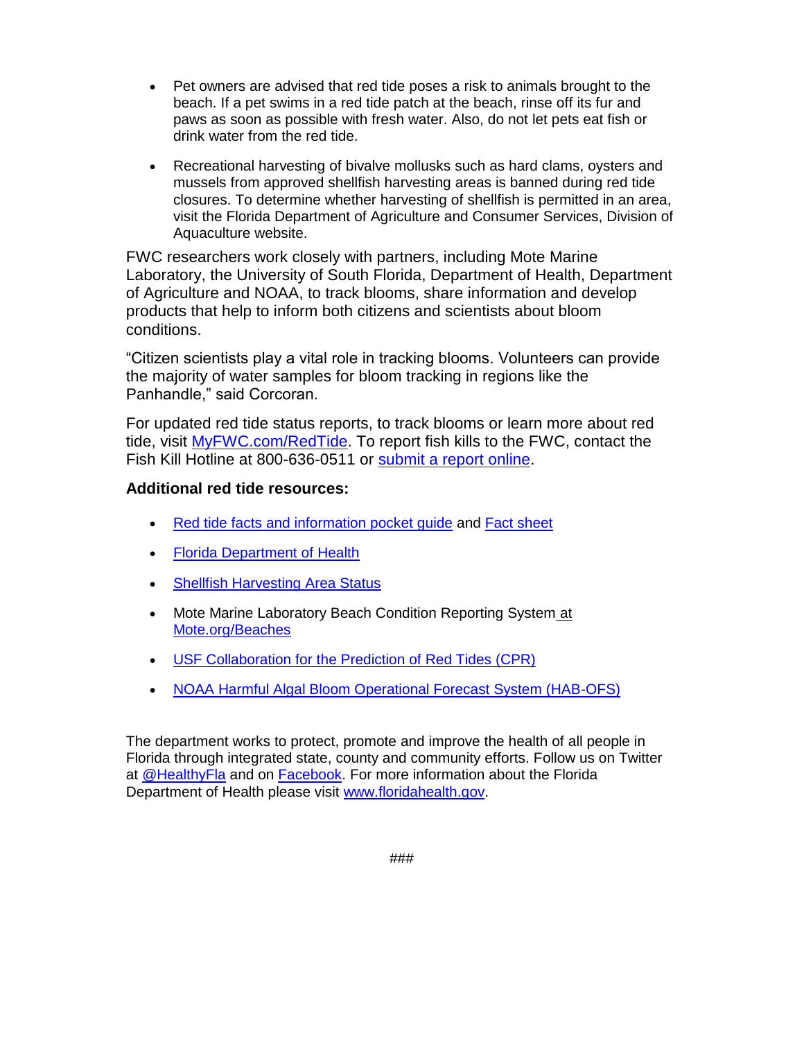- Pet owners are advised that red tide poses a risk to animals brought to the beach. If a pet swims in a red tide patch at the beach, rinse off its fur and paws as soon as possible with fresh water. Also, do not let pets eat fish or drink water from the red tide.

- Recreational harvesting of bivalve mollusks such as hard clams, oysters and mussels from approved shellfish harvesting areas is banned during red tide closures. To determine whether harvesting of shellfish is permitted in an area, visit the Florida Department of Agriculture and Consumer Services, Division of Aquaculture website.

FWC researchers work closely with partners, including Mote Marine Laboratory, the University of South Florida, Department of Health, Department of Agriculture and NOAA, to track blooms, share information and develop products that help to inform both citizens and scientists about bloom conditions.

"Citizen scientists play a vital role in tracking blooms. Volunteers can provide the majority of water samples for bloom tracking in regions like the Panhandle," said Corcoran.

For updated red tide status reports, to track blooms or learn more about red tide, visit MyFWC.com/RedTide. To report fish kills to the FWC, contact the Fish Kill Hotline at 800-636-0511 or submit a report online.

**Additional red tide resources:**

- Red tide facts and information pocket guide and Fact sheet
- Florida Department of Health
- Shellfish Harvesting Area Status
- Mote Marine Laboratory Beach Condition Reporting System at Mote.org/Beaches
- USF Collaboration for the Prediction of Red Tides (CPR)
- NOAA Harmful Algal Bloom Operational Forecast System (HAB-OFS)

The department works to protect, promote and improve the health of all people in Florida through integrated state, county and community efforts. Follow us on Twitter at @HealthyFla and on Facebook. For more information about the Florida Department of Health please visit www.floridahealth.gov.

###